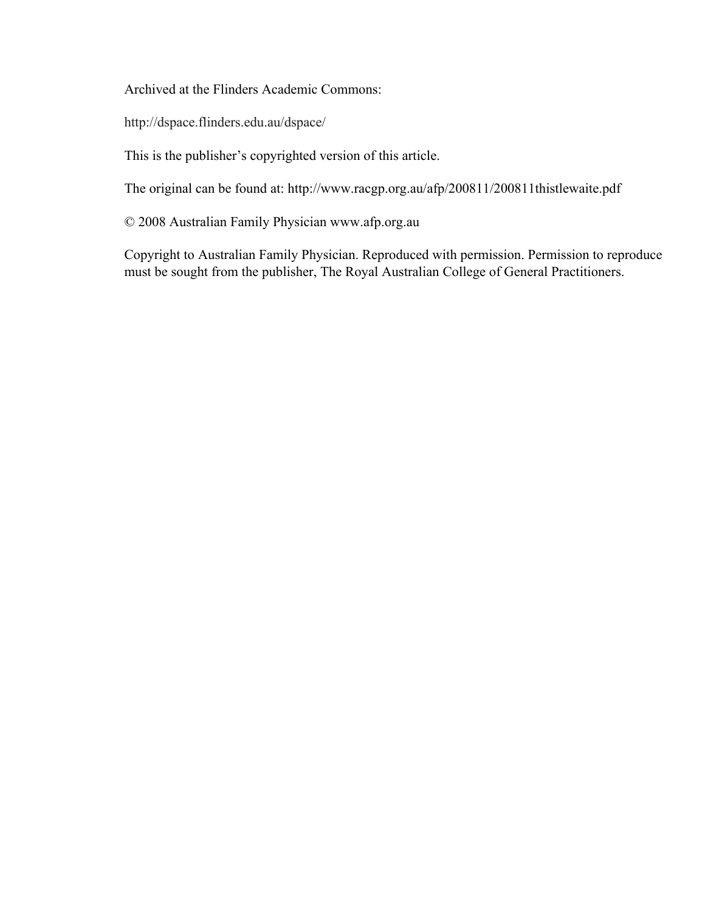Archived at the Flinders Academic Commons:

http://dspace.flinders.edu.au/dspace/

This is the publisher's copyrighted version of this article.

The original can be found at: http://www.racgp.org.au/afp/200811/200811thistlewaite.pdf

© 2008 Australian Family Physician www.afp.org.au

Copyright to Australian Family Physician. Reproduced with permission. Permission to reproduce must be sought from the publisher, The Royal Australian College of General Practitioners.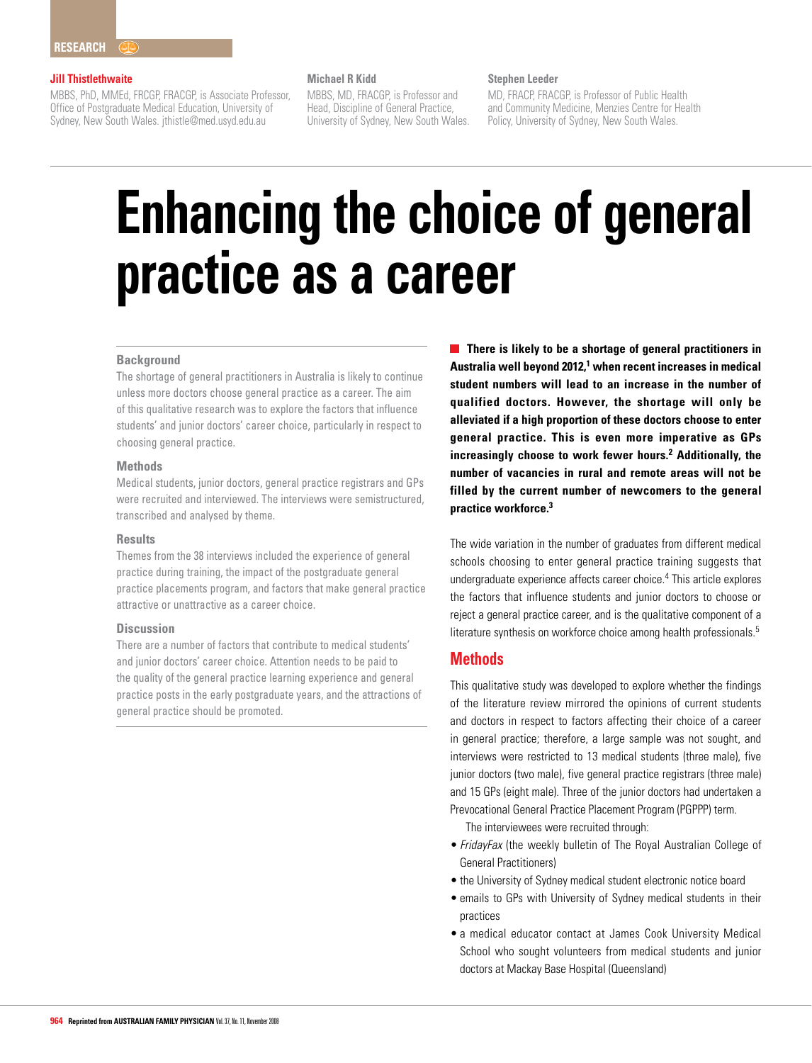RESEARCH

**Jill Thistlethwaite**
MBBS, PhD, MMEd, FRCGP, FRACGP, is Associate Professor, Office of Postgraduate Medical Education, University of Sydney, New South Wales. jthistle@med.usyd.edu.au

**Michael R Kidd**
MBBS, MD, FRACGP, is Professor and Head, Discipline of General Practice, University of Sydney, New South Wales.

**Stephen Leeder**
MD, FRACP, FRACGP, is Professor of Public Health and Community Medicine, Menzies Centre for Health Policy, University of Sydney, New South Wales.

# Enhancing the choice of general practice as a career

### Background

The shortage of general practitioners in Australia is likely to continue unless more doctors choose general practice as a career. The aim of this qualitative research was to explore the factors that influence students' and junior doctors' career choice, particularly in respect to choosing general practice.

### Methods

Medical students, junior doctors, general practice registrars and GPs were recruited and interviewed. The interviews were semistructured, transcribed and analysed by theme.

### Results

Themes from the 38 interviews included the experience of general practice during training, the impact of the postgraduate general practice placements program, and factors that make general practice attractive or unattractive as a career choice.

### Discussion

There are a number of factors that contribute to medical students' and junior doctors' career choice. Attention needs to be paid to the quality of the general practice learning experience and general practice posts in the early postgraduate years, and the attractions of general practice should be promoted.

**There is likely to be a shortage of general practitioners in Australia well beyond 2012,[1] when recent increases in medical student numbers will lead to an increase in the number of qualified doctors. However, the shortage will only be alleviated if a high proportion of these doctors choose to enter general practice. This is even more imperative as GPs increasingly choose to work fewer hours.[2] Additionally, the number of vacancies in rural and remote areas will not be filled by the current number of newcomers to the general practice workforce.[3]**

The wide variation in the number of graduates from different medical schools choosing to enter general practice training suggests that undergraduate experience affects career choice.[4] This article explores the factors that influence students and junior doctors to choose or reject a general practice career, and is the qualitative component of a literature synthesis on workforce choice among health professionals.[5]

## Methods

This qualitative study was developed to explore whether the findings of the literature review mirrored the opinions of current students and doctors in respect to factors affecting their choice of a career in general practice; therefore, a large sample was not sought, and interviews were restricted to 13 medical students (three male), five junior doctors (two male), five general practice registrars (three male) and 15 GPs (eight male). Three of the junior doctors had undertaken a Prevocational General Practice Placement Program (PGPPP) term.

The interviewees were recruited through:

- *FridayFax* (the weekly bulletin of The Royal Australian College of General Practitioners)
- the University of Sydney medical student electronic notice board
- emails to GPs with University of Sydney medical students in their practices
- a medical educator contact at James Cook University Medical School who sought volunteers from medical students and junior doctors at Mackay Base Hospital (Queensland)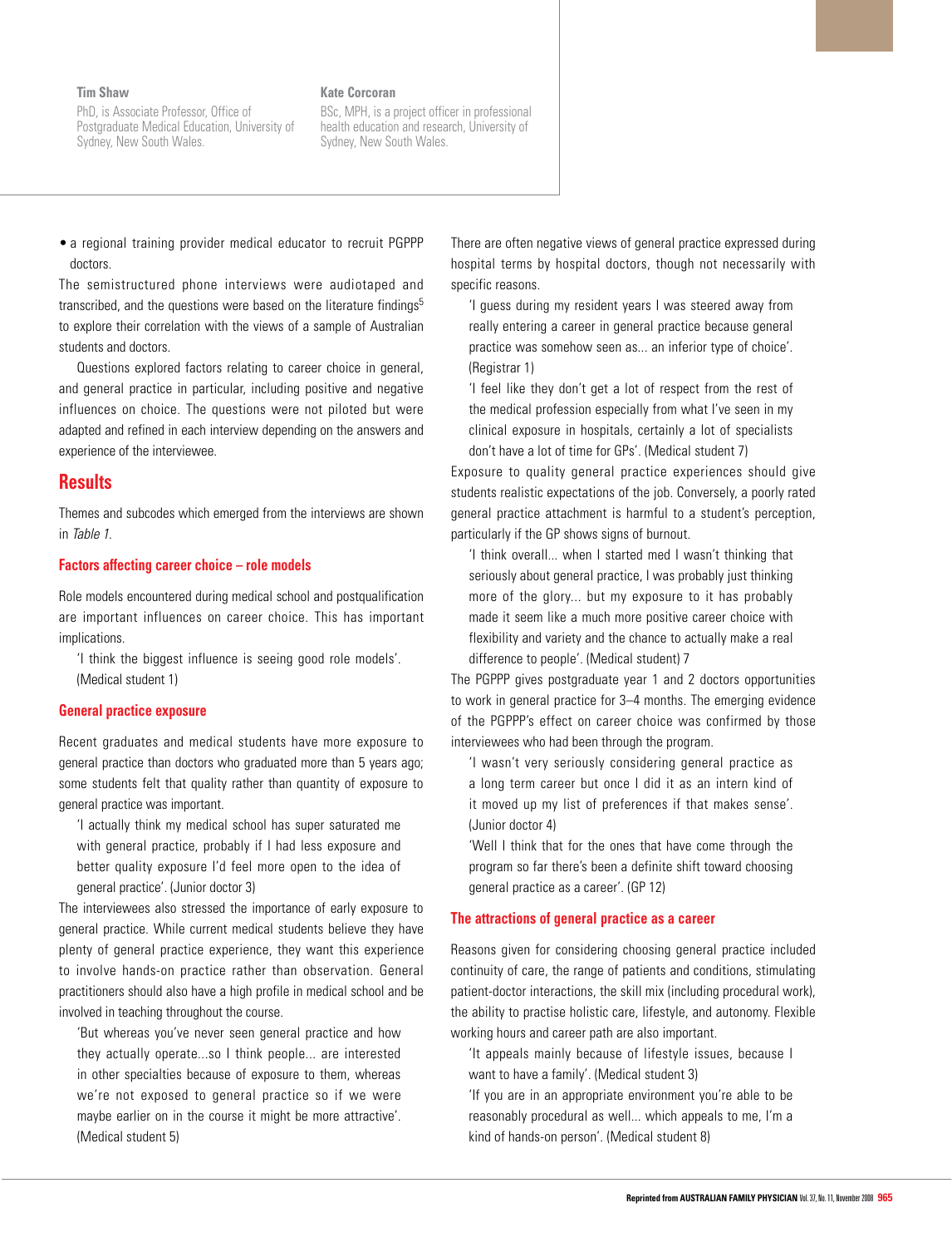**Tim Shaw**
PhD, is Associate Professor, Office of Postgraduate Medical Education, University of Sydney, New South Wales.

**Kate Corcoran**
BSc, MPH, is a project officer in professional health education and research, University of Sydney, New South Wales.

- a regional training provider medical educator to recruit PGPPP doctors.

The semistructured phone interviews were audiotaped and transcribed, and the questions were based on the literature findings[5] to explore their correlation with the views of a sample of Australian students and doctors.

Questions explored factors relating to career choice in general, and general practice in particular, including positive and negative influences on choice. The questions were not piloted but were adapted and refined in each interview depending on the answers and experience of the interviewee.

## Results

Themes and subcodes which emerged from the interviews are shown in *Table 1*.

### Factors affecting career choice – role models

Role models encountered during medical school and postqualification are important influences on career choice. This has important implications.

> 'I think the biggest influence is seeing good role models'. (Medical student 1)

### General practice exposure

Recent graduates and medical students have more exposure to general practice than doctors who graduated more than 5 years ago; some students felt that quality rather than quantity of exposure to general practice was important.

> 'I actually think my medical school has super saturated me with general practice, probably if I had less exposure and better quality exposure I'd feel more open to the idea of general practice'. (Junior doctor 3)

The interviewees also stressed the importance of early exposure to general practice. While current medical students believe they have plenty of general practice experience, they want this experience to involve hands-on practice rather than observation. General practitioners should also have a high profile in medical school and be involved in teaching throughout the course.

> 'But whereas you've never seen general practice and how they actually operate...so I think people... are interested in other specialties because of exposure to them, whereas we're not exposed to general practice so if we were maybe earlier on in the course it might be more attractive'. (Medical student 5)

There are often negative views of general practice expressed during hospital terms by hospital doctors, though not necessarily with specific reasons.

> 'I guess during my resident years I was steered away from really entering a career in general practice because general practice was somehow seen as... an inferior type of choice'. (Registrar 1)
>
> 'I feel like they don't get a lot of respect from the rest of the medical profession especially from what I've seen in my clinical exposure in hospitals, certainly a lot of specialists don't have a lot of time for GPs'. (Medical student 7)

Exposure to quality general practice experiences should give students realistic expectations of the job. Conversely, a poorly rated general practice attachment is harmful to a student's perception, particularly if the GP shows signs of burnout.

> 'I think overall... when I started med I wasn't thinking that seriously about general practice, I was probably just thinking more of the glory... but my exposure to it has probably made it seem like a much more positive career choice with flexibility and variety and the chance to actually make a real difference to people'. (Medical student) 7

The PGPPP gives postgraduate year 1 and 2 doctors opportunities to work in general practice for 3–4 months. The emerging evidence of the PGPPP's effect on career choice was confirmed by those interviewees who had been through the program.

> 'I wasn't very seriously considering general practice as a long term career but once I did it as an intern kind of it moved up my list of preferences if that makes sense'. (Junior doctor 4)
>
> 'Well I think that for the ones that have come through the program so far there's been a definite shift toward choosing general practice as a career'. (GP 12)

### The attractions of general practice as a career

Reasons given for considering choosing general practice included continuity of care, the range of patients and conditions, stimulating patient-doctor interactions, the skill mix (including procedural work), the ability to practise holistic care, lifestyle, and autonomy. Flexible working hours and career path are also important.

> 'It appeals mainly because of lifestyle issues, because I want to have a family'. (Medical student 3)
>
> 'If you are in an appropriate environment you're able to be reasonably procedural as well... which appeals to me, I'm a kind of hands-on person'. (Medical student 8)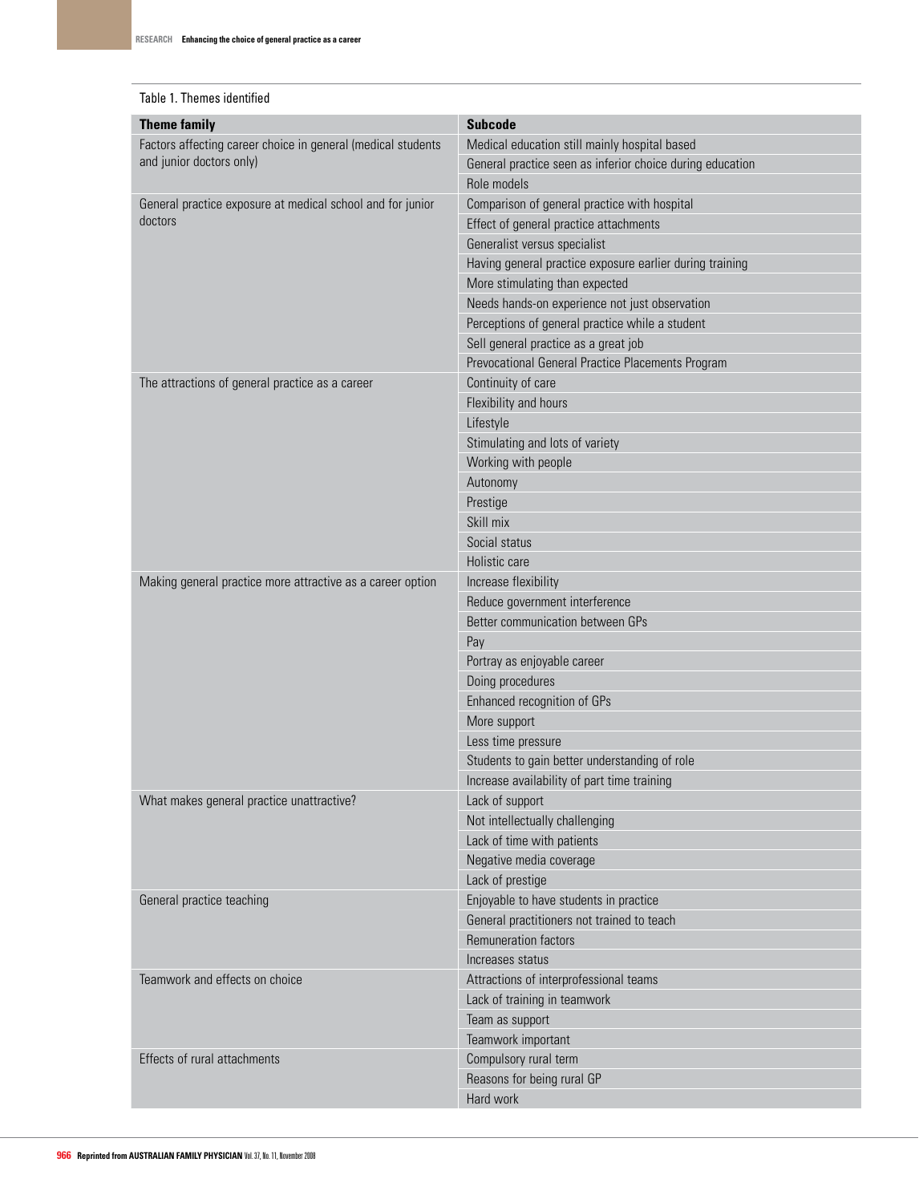Table 1. Themes identified

| Theme family | Subcode |
| --- | --- |
| Factors affecting career choice in general (medical students and junior doctors only) | Medical education still mainly hospital based |
| | General practice seen as inferior choice during education |
| | Role models |
| General practice exposure at medical school and for junior doctors | Comparison of general practice with hospital |
| | Effect of general practice attachments |
| | Generalist versus specialist |
| | Having general practice exposure earlier during training |
| | More stimulating than expected |
| | Needs hands-on experience not just observation |
| | Perceptions of general practice while a student |
| | Sell general practice as a great job |
| | Prevocational General Practice Placements Program |
| The attractions of general practice as a career | Continuity of care |
| | Flexibility and hours |
| | Lifestyle |
| | Stimulating and lots of variety |
| | Working with people |
| | Autonomy |
| | Prestige |
| | Skill mix |
| | Social status |
| | Holistic care |
| Making general practice more attractive as a career option | Increase flexibility |
| | Reduce government interference |
| | Better communication between GPs |
| | Pay |
| | Portray as enjoyable career |
| | Doing procedures |
| | Enhanced recognition of GPs |
| | More support |
| | Less time pressure |
| | Students to gain better understanding of role |
| | Increase availability of part time training |
| What makes general practice unattractive? | Lack of support |
| | Not intellectually challenging |
| | Lack of time with patients |
| | Negative media coverage |
| | Lack of prestige |
| General practice teaching | Enjoyable to have students in practice |
| | General practitioners not trained to teach |
| | Remuneration factors |
| | Increases status |
| Teamwork and effects on choice | Attractions of interprofessional teams |
| | Lack of training in teamwork |
| | Team as support |
| | Teamwork important |
| Effects of rural attachments | Compulsory rural term |
| | Reasons for being rural GP |
| | Hard work |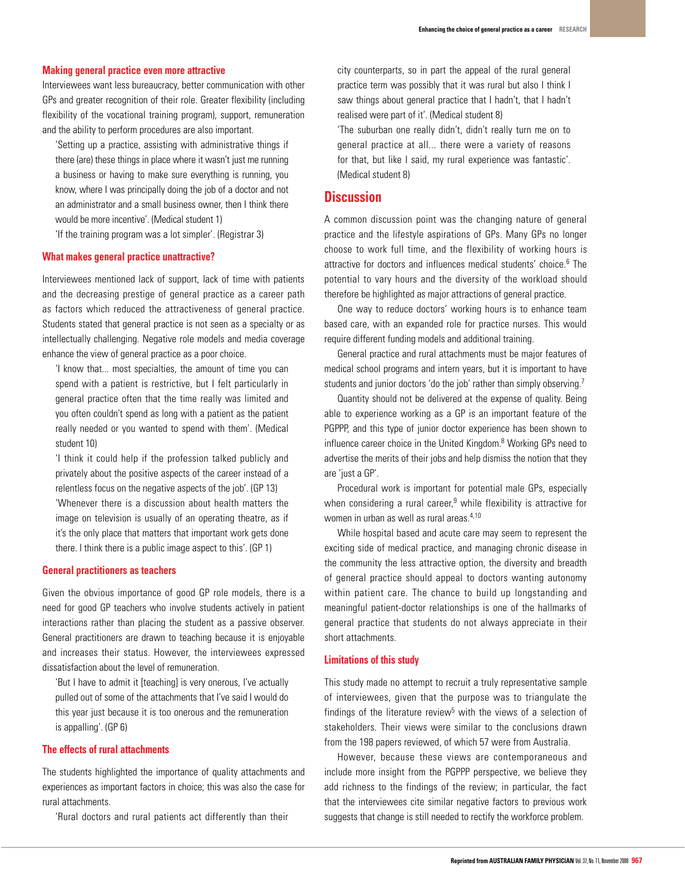### Making general practice even more attractive

Interviewees want less bureaucracy, better communication with other GPs and greater recognition of their role. Greater flexibility (including flexibility of the vocational training program), support, remuneration and the ability to perform procedures are also important.

> 'Setting up a practice, assisting with administrative things if there (are) these things in place where it wasn't just me running a business or having to make sure everything is running, you know, where I was principally doing the job of a doctor and not an administrator and a small business owner, then I think there would be more incentive'. (Medical student 1)

> 'If the training program was a lot simpler'. (Registrar 3)

### What makes general practice unattractive?

Interviewees mentioned lack of support, lack of time with patients and the decreasing prestige of general practice as a career path as factors which reduced the attractiveness of general practice. Students stated that general practice is not seen as a specialty or as intellectually challenging. Negative role models and media coverage enhance the view of general practice as a poor choice.

> 'I know that... most specialties, the amount of time you can spend with a patient is restrictive, but I felt particularly in general practice often that the time really was limited and you often couldn't spend as long with a patient as the patient really needed or you wanted to spend with them'. (Medical student 10)

> 'I think it could help if the profession talked publicly and privately about the positive aspects of the career instead of a relentless focus on the negative aspects of the job'. (GP 13)

> 'Whenever there is a discussion about health matters the image on television is usually of an operating theatre, as if it's the only place that matters that important work gets done there. I think there is a public image aspect to this'. (GP 1)

### General practitioners as teachers

Given the obvious importance of good GP role models, there is a need for good GP teachers who involve students actively in patient interactions rather than placing the student as a passive observer. General practitioners are drawn to teaching because it is enjoyable and increases their status. However, the interviewees expressed dissatisfaction about the level of remuneration.

> 'But I have to admit it [teaching] is very onerous, I've actually pulled out of some of the attachments that I've said I would do this year just because it is too onerous and the remuneration is appalling'. (GP 6)

### The effects of rural attachments

The students highlighted the importance of quality attachments and experiences as important factors in choice; this was also the case for rural attachments.

> 'Rural doctors and rural patients act differently than their city counterparts, so in part the appeal of the rural general practice term was possibly that it was rural but also I think I saw things about general practice that I hadn't, that I hadn't realised were part of it'. (Medical student 8)

> 'The suburban one really didn't, didn't really turn me on to general practice at all... there were a variety of reasons for that, but like I said, my rural experience was fantastic'. (Medical student 8)

## Discussion

A common discussion point was the changing nature of general practice and the lifestyle aspirations of GPs. Many GPs no longer choose to work full time, and the flexibility of working hours is attractive for doctors and influences medical students' choice.[6] The potential to vary hours and the diversity of the workload should therefore be highlighted as major attractions of general practice.

One way to reduce doctors' working hours is to enhance team based care, with an expanded role for practice nurses. This would require different funding models and additional training.

General practice and rural attachments must be major features of medical school programs and intern years, but it is important to have students and junior doctors 'do the job' rather than simply observing.[7]

Quantity should not be delivered at the expense of quality. Being able to experience working as a GP is an important feature of the PGPPP, and this type of junior doctor experience has been shown to influence career choice in the United Kingdom.[8] Working GPs need to advertise the merits of their jobs and help dismiss the notion that they are 'just a GP'.

Procedural work is important for potential male GPs, especially when considering a rural career,[9] while flexibility is attractive for women in urban as well as rural areas.[4,10]

While hospital based and acute care may seem to represent the exciting side of medical practice, and managing chronic disease in the community the less attractive option, the diversity and breadth of general practice should appeal to doctors wanting autonomy within patient care. The chance to build up longstanding and meaningful patient-doctor relationships is one of the hallmarks of general practice that students do not always appreciate in their short attachments.

### Limitations of this study

This study made no attempt to recruit a truly representative sample of interviewees, given that the purpose was to triangulate the findings of the literature review[5] with the views of a selection of stakeholders. Their views were similar to the conclusions drawn from the 198 papers reviewed, of which 57 were from Australia.

However, because these views are contemporaneous and include more insight from the PGPPP perspective, we believe they add richness to the findings of the review; in particular, the fact that the interviewees cite similar negative factors to previous work suggests that change is still needed to rectify the workforce problem.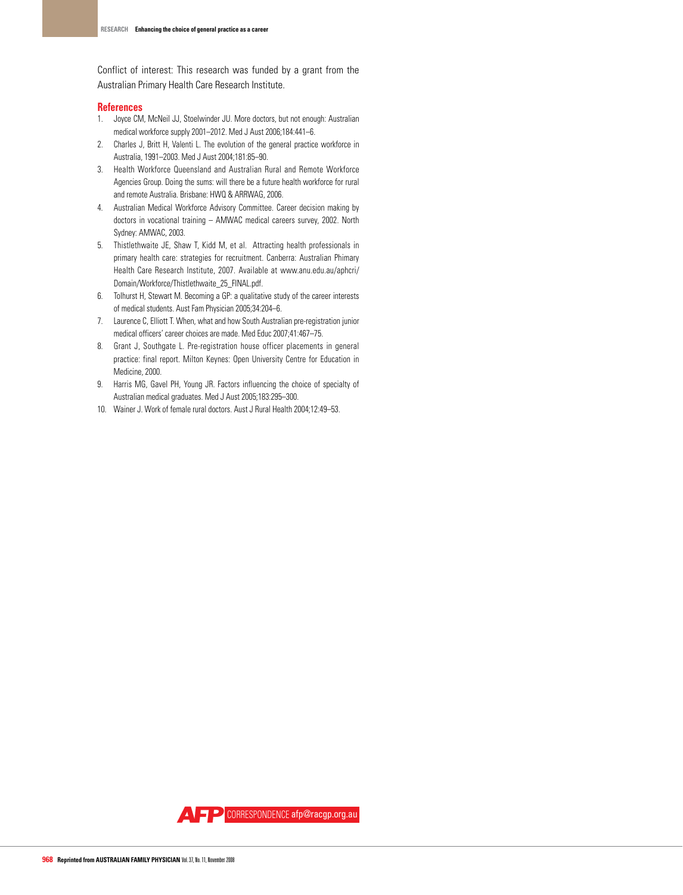Conflict of interest: This research was funded by a grant from the Australian Primary Health Care Research Institute.

## References

1. Joyce CM, McNeil JJ, Stoelwinder JU. More doctors, but not enough: Australian medical workforce supply 2001–2012. Med J Aust 2006;184:441–6.
2. Charles J, Britt H, Valenti L. The evolution of the general practice workforce in Australia, 1991–2003. Med J Aust 2004;181:85–90.
3. Health Workforce Queensland and Australian Rural and Remote Workforce Agencies Group. Doing the sums: will there be a future health workforce for rural and remote Australia. Brisbane: HWQ & ARRWAG, 2006.
4. Australian Medical Workforce Advisory Committee. Career decision making by doctors in vocational training – AMWAC medical careers survey, 2002. North Sydney: AMWAC, 2003.
5. Thistlethwaite JE, Shaw T, Kidd M, et al. Attracting health professionals in primary health care: strategies for recruitment. Canberra: Australian Phimary Health Care Research Institute, 2007. Available at www.anu.edu.au/aphcri/Domain/Workforce/Thistlethwaite_25_FINAL.pdf.
6. Tolhurst H, Stewart M. Becoming a GP: a qualitative study of the career interests of medical students. Aust Fam Physician 2005;34:204–6.
7. Laurence C, Elliott T. When, what and how South Australian pre-registration junior medical officers' career choices are made. Med Educ 2007;41:467–75.
8. Grant J, Southgate L. Pre-registration house officer placements in general practice: final report. Milton Keynes: Open University Centre for Education in Medicine, 2000.
9. Harris MG, Gavel PH, Young JR. Factors influencing the choice of specialty of Australian medical graduates. Med J Aust 2005;183:295–300.
10. Wainer J. Work of female rural doctors. Aust J Rural Health 2004;12:49–53.

AFP CORRESPONDENCE afp@racgp.org.au